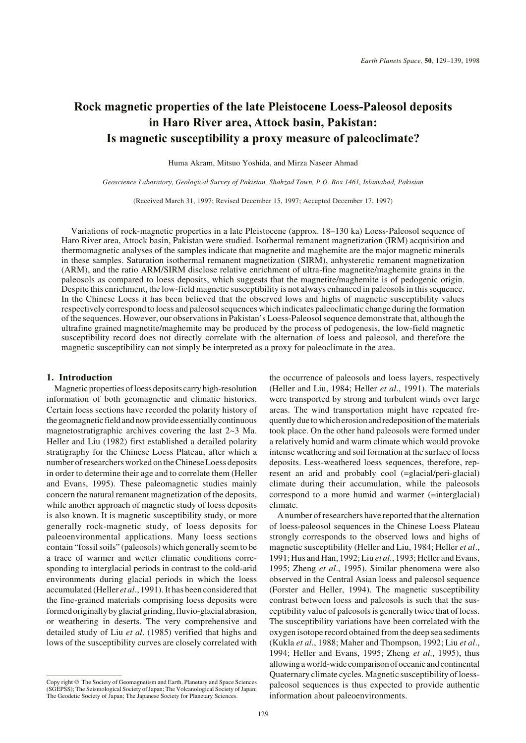# Rock magnetic properties of the late Pleistocene Loess-Paleosol deposits in Haro River area, Attock basin, Pakistan: Is magnetic susceptibility a proxy measure of paleoclimate?

Huma Akram, Mitsuo Yoshida, and Mirza Naseer Ahmad

*Geoscience Laboratory, Geological Survey of Pakistan, Shahzad Town, P.O. Box 1461, Islamabad, Pakistan*

(Received March 31, 1997; Revised December 15, 1997; Accepted December 17, 1997)

Variations of rock-magnetic properties in a late Pleistocene (approx. 18–130 ka) Loess-Paleosol sequence of Haro River area, Attock basin, Pakistan were studied. Isothermal remanent magnetization (IRM) acquisition and thermomagnetic analyses of the samples indicate that magnetite and maghemite are the major magnetic minerals in these samples. Saturation isothermal remanent magnetization (SIRM), anhysteretic remanent magnetization (ARM), and the ratio ARM/SIRM disclose relative enrichment of ultra-fine magnetite/maghemite grains in the paleosols as compared to loess deposits, which suggests that the magnetite/maghemite is of pedogenic origin. Despite this enrichment, the low-field magnetic susceptibility is not always enhanced in paleosols in this sequence. In the Chinese Loess it has been believed that the observed lows and highs of magnetic susceptibility values respectively correspond to loess and paleosol sequences which indicates paleoclimatic change during the formation of the sequences. However, our observations in Pakistan's Loess-Paleosol sequence demonstrate that, although the ultrafine grained magnetite/maghemite may be produced by the process of pedogenesis, the low-field magnetic susceptibility record does not directly correlate with the alternation of loess and paleosol, and therefore the magnetic susceptibility can not simply be interpreted as a proxy for paleoclimate in the area.

## 1. Introduction

Magnetic properties of loess deposits carry high-resolution information of both geomagnetic and climatic histories. Certain loess sections have recorded the polarity history of the geomagnetic field and now provide essentially continuous magnetostratigraphic archives covering the last 2~3 Ma. Heller and Liu (1982) first established a detailed polarity stratigraphy for the Chinese Loess Plateau, after which a number of researchers worked on the Chinese Loess deposits in order to determine their age and to correlate them (Heller and Evans, 1995). These paleomagnetic studies mainly concern the natural remanent magnetization of the deposits, while another approach of magnetic study of loess deposits is also known. It is magnetic susceptibility study, or more generally rock-magnetic study, of loess deposits for paleoenvironmental applications. Many loess sections contain "fossil soils" (paleosols) which generally seem to be a trace of warmer and wetter climatic conditions corresponding to interglacial periods in contrast to the cold-arid environments during glacial periods in which the loess accumulated (Heller *et al*., 1991). It has been considered that the fine-grained materials comprising loess deposits were formed originally by glacial grinding, fluvio-glacial abrasion, or weathering in deserts. The very comprehensive and detailed study of Liu *et al*. (1985) verified that highs and lows of the susceptibility curves are closely correlated with the occurrence of paleosols and loess layers, respectively (Heller and Liu, 1984; Heller *et al*., 1991). The materials were transported by strong and turbulent winds over large areas. The wind transportation might have repeated frequently due to which erosion and redeposition of the materials took place. On the other hand paleosols were formed under a relatively humid and warm climate which would provoke intense weathering and soil formation at the surface of loess deposits. Less-weathered loess sequences, therefore, represent an arid and probably cool (=glacial/peri-glacial) climate during their accumulation, while the paleosols correspond to a more humid and warmer (=interglacial) climate.

A number of researchers have reported that the alternation of loess-paleosol sequences in the Chinese Loess Plateau strongly corresponds to the observed lows and highs of magnetic susceptibility (Heller and Liu, 1984; Heller *et al*., 1991; Hus and Han, 1992; Liu *et al*., 1993; Heller and Evans, 1995; Zheng *et al*., 1995). Similar phenomena were also observed in the Central Asian loess and paleosol sequence (Forster and Heller, 1994). The magnetic susceptibility contrast between loess and paleosols is such that the susceptibility value of paleosols is generally twice that of loess. The susceptibility variations have been correlated with the oxygen isotope record obtained from the deep sea sediments (Kukla *et al*., 1988; Maher and Thompson, 1992; Liu *et al*., 1994; Heller and Evans, 1995; Zheng *et al*., 1995), thus allowing a world-wide comparison of oceanic and continental Quaternary climate cycles. Magnetic susceptibility of loess-paleosol sequences is thus expected to provide authentic information about paleoenvironments.

Copy right © The Society of Geomagnetism and Earth, Planetary and Space Sciences (SGEPSS); The Seismological Society of Japan; The Volcanological Society of Japan; The Geodetic Society of Japan; The Japanese Society for Planetary Sciences.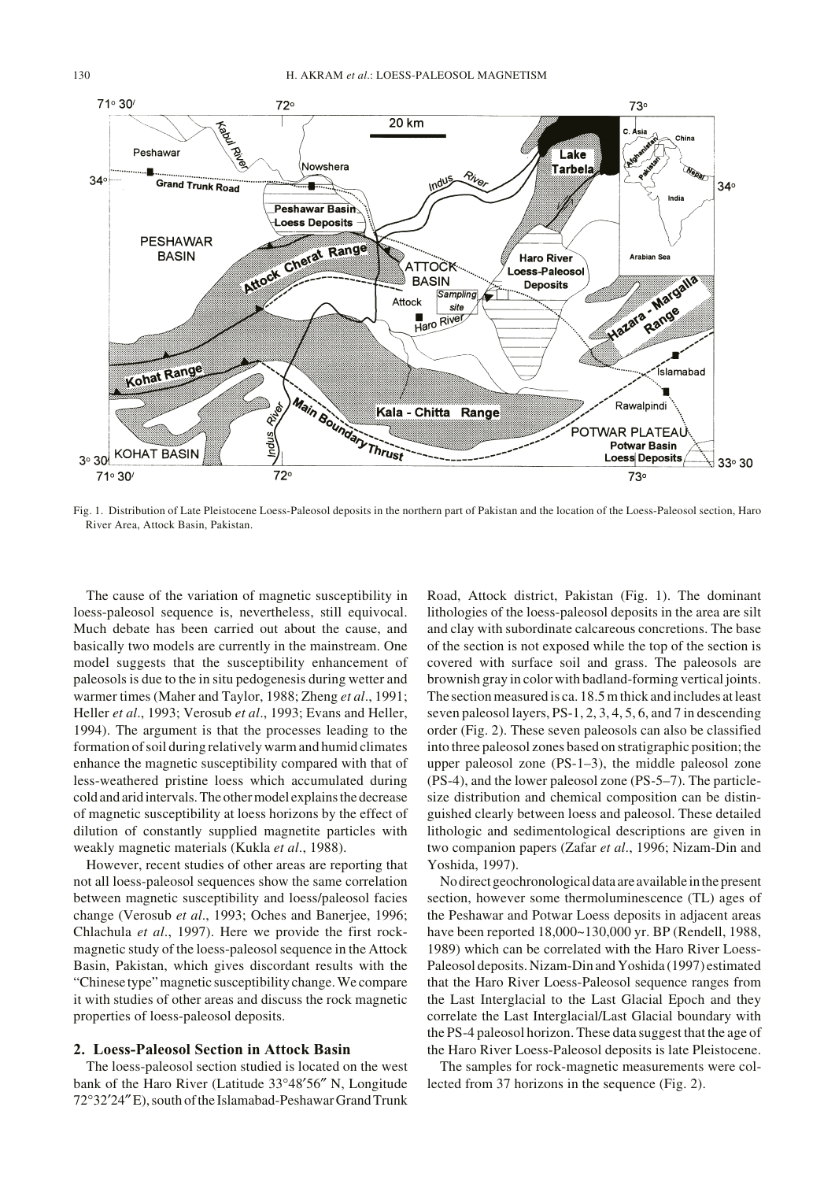Fig. 1. Distribution of Late Pleistocene Loess-Paleosol deposits in the northern part of Pakistan and the location of the Loess-Paleosol section, Haro River Area, Attock Basin, Pakistan.

The cause of the variation of magnetic susceptibility in loess-paleosol sequence is, nevertheless, still equivocal. Much debate has been carried out about the cause, and basically two models are currently in the mainstream. One model suggests that the susceptibility enhancement of paleosols is due to the in situ pedogenesis during wetter and warmer times (Maher and Taylor, 1988; Zheng *et al*., 1991; Heller *et al*., 1993; Verosub *et al*., 1993; Evans and Heller, 1994). The argument is that the processes leading to the formation of soil during relatively warm and humid climates enhance the magnetic susceptibility compared with that of less-weathered pristine loess which accumulated during cold and arid intervals. The other model explains the decrease of magnetic susceptibility at loess horizons by the effect of dilution of constantly supplied magnetite particles with weakly magnetic materials (Kukla *et al*., 1988).

However, recent studies of other areas are reporting that not all loess-paleosol sequences show the same correlation between magnetic susceptibility and loess/paleosol facies change (Verosub *et al*., 1993; Oches and Banerjee, 1996; Chlachula *et al*., 1997). Here we provide the first rock-magnetic study of the loess-paleosol sequence in the Attock Basin, Pakistan, which gives discordant results with the "Chinese type" magnetic susceptibility change. We compare it with studies of other areas and discuss the rock magnetic properties of loess-paleosol deposits.

## 2. Loess-Paleosol Section in Attock Basin

The loess-paleosol section studied is located on the west bank of the Haro River (Latitude 33°48′56″ N, Longitude 72°32′24″ E), south of the Islamabad-Peshawar Grand Trunk Road, Attock district, Pakistan (Fig. 1). The dominant lithologies of the loess-paleosol deposits in the area are silt and clay with subordinate calcareous concretions. The base of the section is not exposed while the top of the section is covered with surface soil and grass. The paleosols are brownish gray in color with badland-forming vertical joints. The section measured is ca. 18.5 m thick and includes at least seven paleosol layers, PS-1, 2, 3, 4, 5, 6, and 7 in descending order (Fig. 2). These seven paleosols can also be classified into three paleosol zones based on stratigraphic position; the upper paleosol zone (PS-1–3), the middle paleosol zone (PS-4), and the lower paleosol zone (PS-5–7). The particle-size distribution and chemical composition can be distinguished clearly between loess and paleosol. These detailed lithologic and sedimentological descriptions are given in two companion papers (Zafar *et al*., 1996; Nizam-Din and Yoshida, 1997).

No direct geochronological data are available in the present section, however some thermoluminescence (TL) ages of the Peshawar and Potwar Loess deposits in adjacent areas have been reported 18,000~130,000 yr. BP (Rendell, 1988, 1989) which can be correlated with the Haro River Loess-Paleosol deposits. Nizam-Din and Yoshida (1997) estimated that the Haro River Loess-Paleosol sequence ranges from the Last Interglacial to the Last Glacial Epoch and they correlate the Last Interglacial/Last Glacial boundary with the PS-4 paleosol horizon. These data suggest that the age of the Haro River Loess-Paleosol deposits is late Pleistocene.

The samples for rock-magnetic measurements were collected from 37 horizons in the sequence (Fig. 2).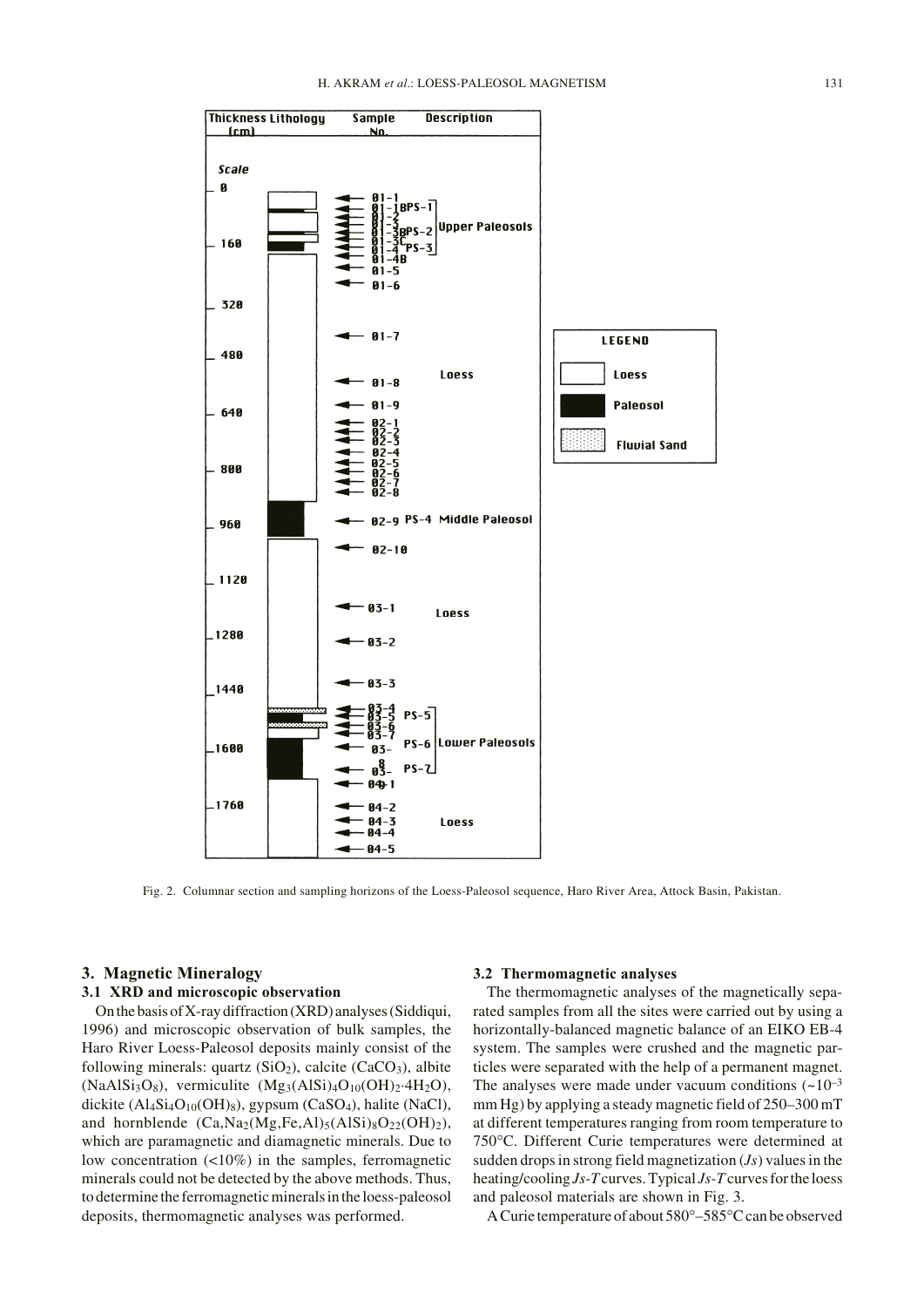Fig. 2. Columnar section and sampling horizons of the Loess-Paleosol sequence, Haro River Area, Attock Basin, Pakistan.

## 3. Magnetic Mineralogy

### 3.1 XRD and microscopic observation

On the basis of X-ray diffraction (XRD) analyses (Siddiqui, 1996) and microscopic observation of bulk samples, the Haro River Loess-Paleosol deposits mainly consist of the following minerals: quartz ($SiO_2$), calcite ($CaCO_3$), albite ($NaAlSi_3O_8$), vermiculite ($Mg_3(AlSi)_4O_{10}(OH)_2{\cdot}4H_2O$), dickite ($Al_4Si_4O_{10}(OH)_8$), gypsum ($CaSO_4$), halite (NaCl), and hornblende ($(Ca,Na_2(Mg,Fe,Al)_5(AlSi)_8O_{22}(OH)_2)$, which are paramagnetic and diamagnetic minerals. Due to low concentration (<10%) in the samples, ferromagnetic minerals could not be detected by the above methods. Thus, to determine the ferromagnetic minerals in the loess-paleosol deposits, thermomagnetic analyses was performed.

### 3.2 Thermomagnetic analyses

The thermomagnetic analyses of the magnetically separated samples from all the sites were carried out by using a horizontally-balanced magnetic balance of an EIKO EB-4 system. The samples were crushed and the magnetic particles were separated with the help of a permanent magnet. The analyses were made under vacuum conditions (~$10^{-3}$ mm Hg) by applying a steady magnetic field of 250–300 mT at different temperatures ranging from room temperature to 750°C. Different Curie temperatures were determined at sudden drops in strong field magnetization ($Js$) values in the heating/cooling $Js$-$T$ curves. Typical $Js$-$T$ curves for the loess and paleosol materials are shown in Fig. 3.

A Curie temperature of about 580°–585°C can be observed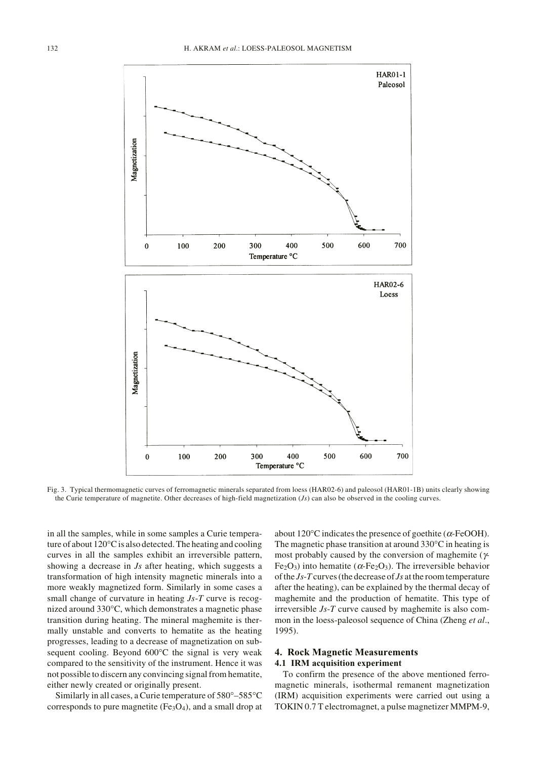Fig. 3. Typical thermomagnetic curves of ferromagnetic minerals separated from loess (HAR02-6) and paleosol (HAR01-1B) units clearly showing the Curie temperature of magnetite. Other decreases of high-field magnetization (*Js*) can also be observed in the cooling curves.

in all the samples, while in some samples a Curie temperature of about 120°C is also detected. The heating and cooling curves in all the samples exhibit an irreversible pattern, showing a decrease in *Js* after heating, which suggests a transformation of high intensity magnetic minerals into a more weakly magnetized form. Similarly in some cases a small change of curvature in heating *Js*-*T* curve is recognized around 330°C, which demonstrates a magnetic phase transition during heating. The mineral maghemite is thermally unstable and converts to hematite as the heating progresses, leading to a decrease of magnetization on subsequent cooling. Beyond 600°C the signal is very weak compared to the sensitivity of the instrument. Hence it was not possible to discern any convincing signal from hematite, either newly created or originally present.

Similarly in all cases, a Curie temperature of 580°–585°C corresponds to pure magnetite ($Fe_3O_4$), and a small drop at about 120°C indicates the presence of goethite ($\alpha$-FeOOH). The magnetic phase transition at around 330°C in heating is most probably caused by the conversion of maghemite ($\gamma$-$Fe_2O_3$) into hematite ($\alpha$-$Fe_2O_3$). The irreversible behavior of the *Js*-*T* curves (the decrease of *Js* at the room temperature after the heating), can be explained by the thermal decay of maghemite and the production of hematite. This type of irreversible *Js*-*T* curve caused by maghemite is also common in the loess-paleosol sequence of China (Zheng *et al*., 1995).

## 4. Rock Magnetic Measurements

### 4.1 IRM acquisition experiment

To confirm the presence of the above mentioned ferromagnetic minerals, isothermal remanent magnetization (IRM) acquisition experiments were carried out using a TOKIN 0.7 T electromagnet, a pulse magnetizer MMPM-9,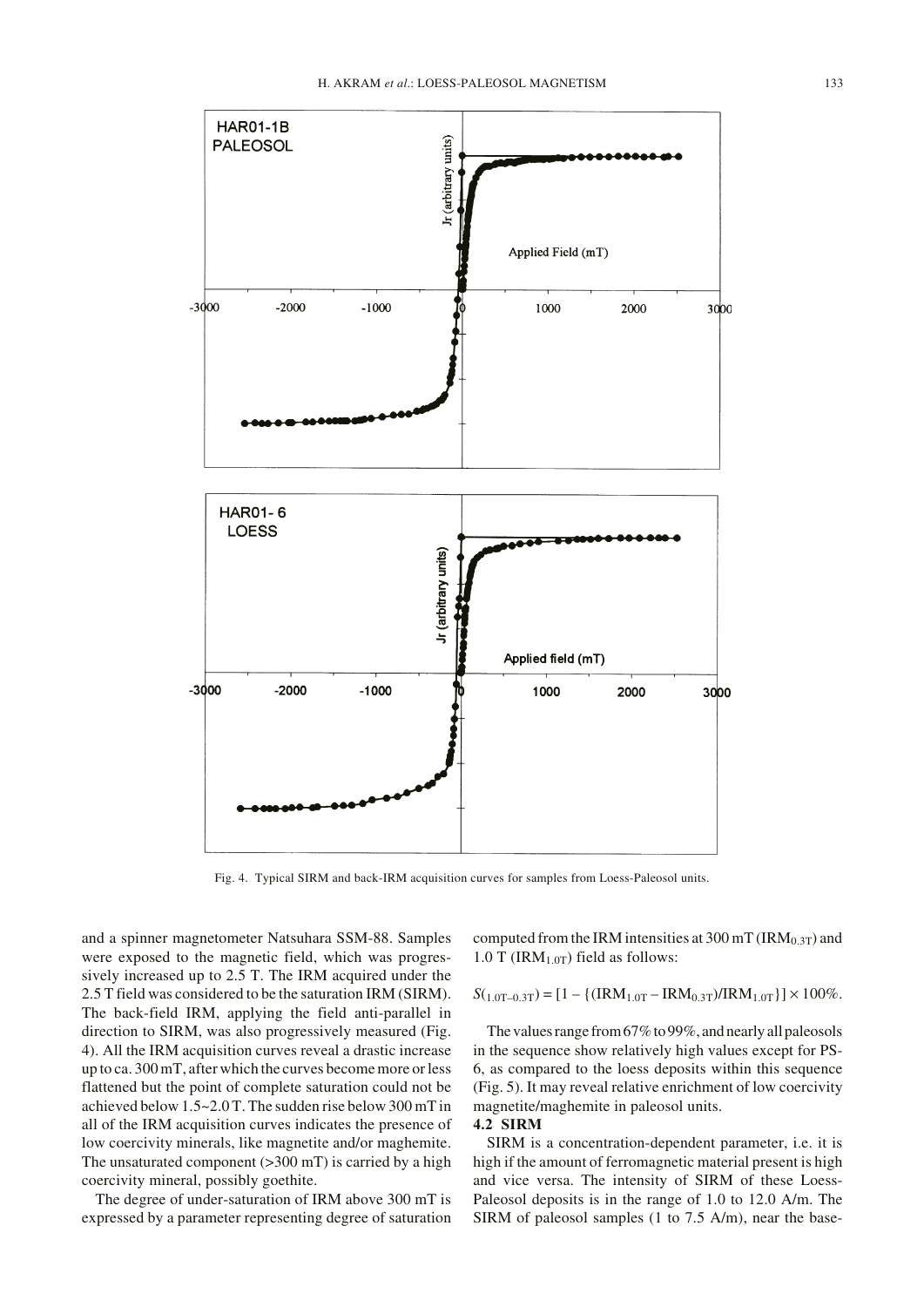Fig. 4. Typical SIRM and back-IRM acquisition curves for samples from Loess-Paleosol units.

and a spinner magnetometer Natsuhara SSM-88. Samples were exposed to the magnetic field, which was progressively increased up to 2.5 T. The IRM acquired under the 2.5 T field was considered to be the saturation IRM (SIRM). The back-field IRM, applying the field anti-parallel in direction to SIRM, was also progressively measured (Fig. 4). All the IRM acquisition curves reveal a drastic increase up to ca. 300 mT, after which the curves become more or less flattened but the point of complete saturation could not be achieved below 1.5~2.0 T. The sudden rise below 300 mT in all of the IRM acquisition curves indicates the presence of low coercivity minerals, like magnetite and/or maghemite. The unsaturated component (>300 mT) is carried by a high coercivity mineral, possibly goethite.

The degree of under-saturation of IRM above 300 mT is expressed by a parameter representing degree of saturation computed from the IRM intensities at 300 mT ($IRM_{0.3T}$) and 1.0 T ($IRM_{1.0T}$) field as follows:

$$S_{(1.0T-0.3T)} = [1 - \{(IRM_{1.0T} - IRM_{0.3T})/IRM_{1.0T}\}] \times 100\%.$$

The values range from 67% to 99%, and nearly all paleosols in the sequence show relatively high values except for PS-6, as compared to the loess deposits within this sequence (Fig. 5). It may reveal relative enrichment of low coercivity magnetite/maghemite in paleosol units.

### 4.2 SIRM

SIRM is a concentration-dependent parameter, i.e. it is high if the amount of ferromagnetic material present is high and vice versa. The intensity of SIRM of these Loess-Paleosol deposits is in the range of 1.0 to 12.0 A/m. The SIRM of paleosol samples (1 to 7.5 A/m), near the base-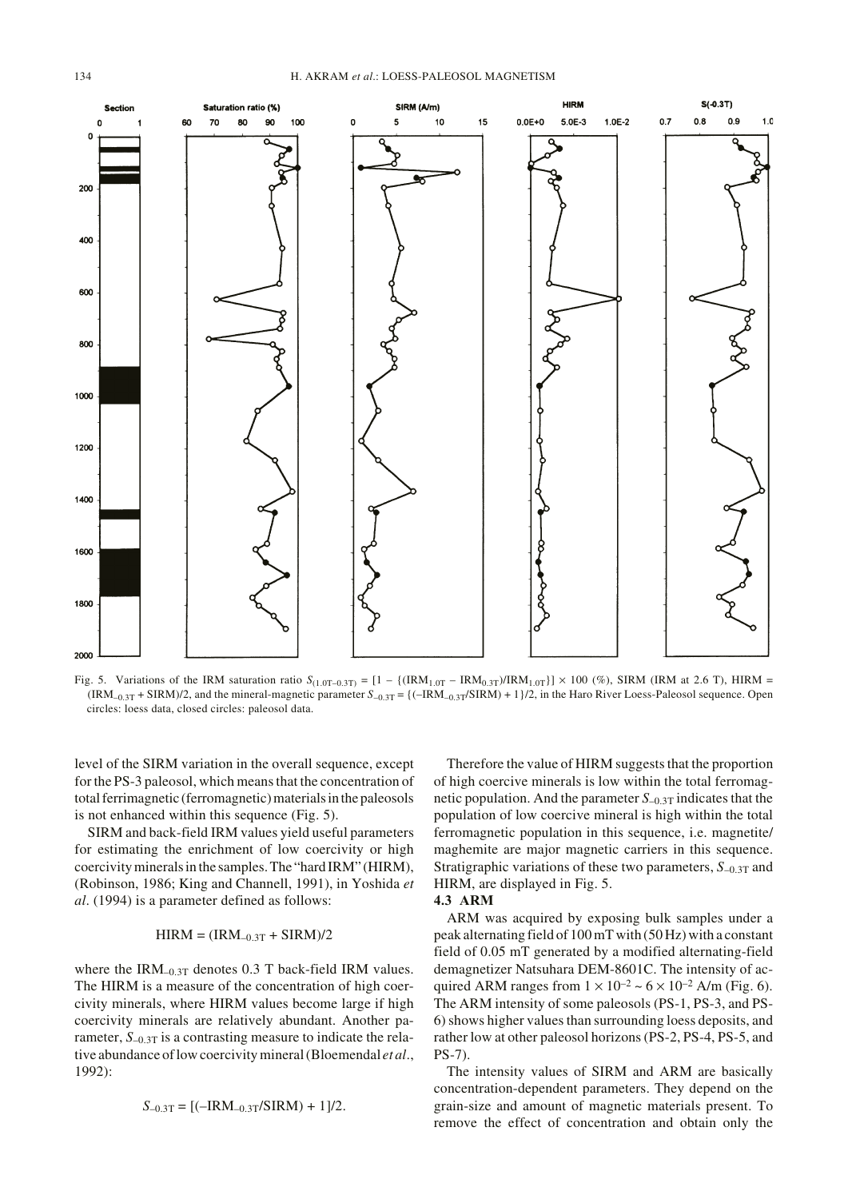Fig. 5. Variations of the IRM saturation ratio $S_{(1.0T-0.3T)} = [1 - \{(IRM_{1.0T} - IRM_{0.3T})/IRM_{1.0T}\}] \times 100$ (%), SIRM (IRM at 2.6 T), HIRM = $(IRM_{-0.3T} + SIRM)/2$, and the mineral-magnetic parameter $S_{-0.3T} = \{(-IRM_{-0.3T}/SIRM) + 1\}/2$, in the Haro River Loess-Paleosol sequence. Open circles: loess data, closed circles: paleosol data.

level of the SIRM variation in the overall sequence, except for the PS-3 paleosol, which means that the concentration of total ferrimagnetic (ferromagnetic) materials in the paleosols is not enhanced within this sequence (Fig. 5).

SIRM and back-field IRM values yield useful parameters for estimating the enrichment of low coercivity or high coercivity minerals in the samples. The "hard IRM" (HIRM), (Robinson, 1986; King and Channell, 1991), in Yoshida *et al*. (1994) is a parameter defined as follows:

$$\text{HIRM} = (\text{IRM}_{-0.3T} + \text{SIRM})/2$$

where the $\text{IRM}_{-0.3T}$ denotes 0.3 T back-field IRM values. The HIRM is a measure of the concentration of high coercivity minerals, where HIRM values become large if high coercivity minerals are relatively abundant. Another parameter, $S_{-0.3T}$ is a contrasting measure to indicate the relative abundance of low coercivity mineral (Bloemendal *et al*., 1992):

$$S_{-0.3T} = [(-\text{IRM}_{-0.3T}/\text{SIRM}) + 1]/2.$$

Therefore the value of HIRM suggests that the proportion of high coercive minerals is low within the total ferromagnetic population. And the parameter $S_{-0.3T}$ indicates that the population of low coercive mineral is high within the total ferromagnetic population in this sequence, i.e. magnetite/maghemite are major magnetic carriers in this sequence. Stratigraphic variations of these two parameters, $S_{-0.3T}$ and HIRM, are displayed in Fig. 5.

### 4.3 ARM

ARM was acquired by exposing bulk samples under a peak alternating field of 100 mT with (50 Hz) with a constant field of 0.05 mT generated by a modified alternating-field demagnetizer Natsuhara DEM-8601C. The intensity of acquired ARM ranges from $1 \times 10^{-2} \sim 6 \times 10^{-2}$ A/m (Fig. 6). The ARM intensity of some paleosols (PS-1, PS-3, and PS-6) shows higher values than surrounding loess deposits, and rather low at other paleosol horizons (PS-2, PS-4, PS-5, and PS-7).

The intensity values of SIRM and ARM are basically concentration-dependent parameters. They depend on the grain-size and amount of magnetic materials present. To remove the effect of concentration and obtain only the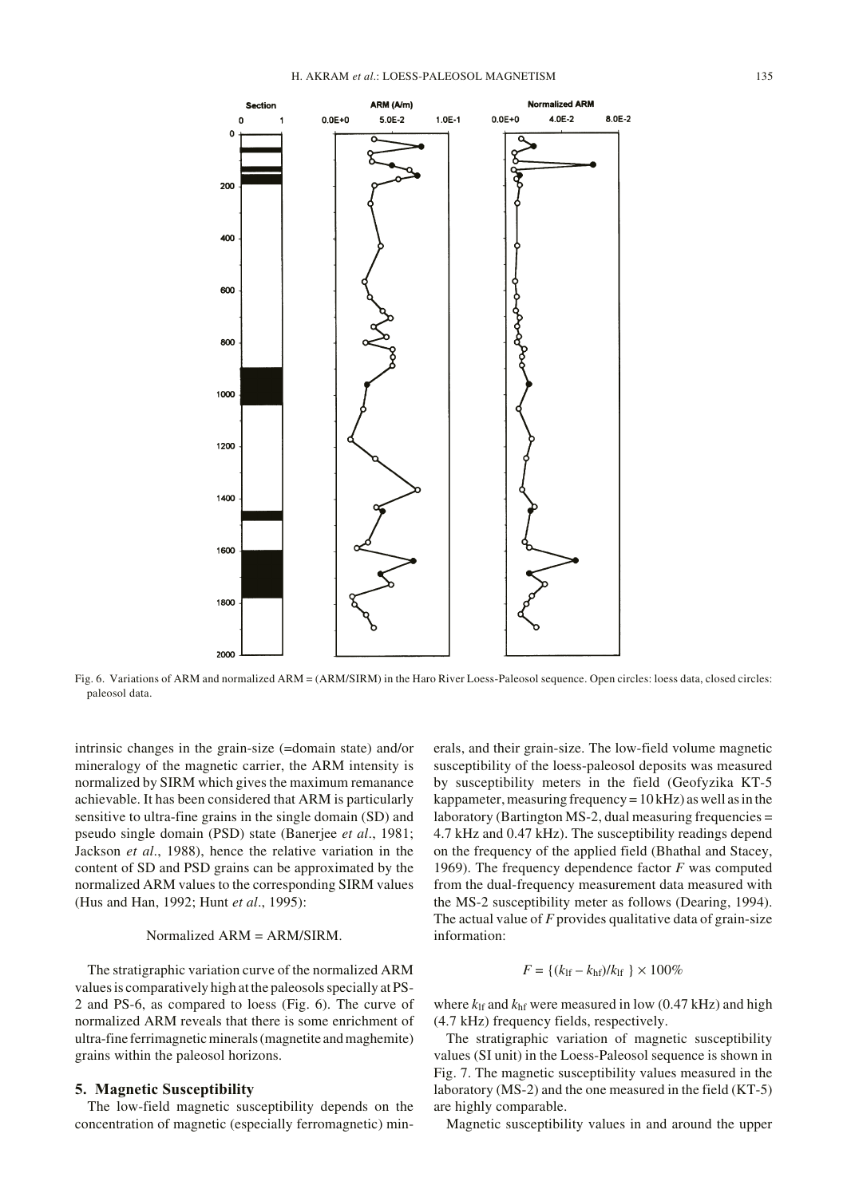Fig. 6. Variations of ARM and normalized ARM = (ARM/SIRM) in the Haro River Loess-Paleosol sequence. Open circles: loess data, closed circles: paleosol data.

intrinsic changes in the grain-size (=domain state) and/or mineralogy of the magnetic carrier, the ARM intensity is normalized by SIRM which gives the maximum remanance achievable. It has been considered that ARM is particularly sensitive to ultra-fine grains in the single domain (SD) and pseudo single domain (PSD) state (Banerjee *et al*., 1981; Jackson *et al*., 1988), hence the relative variation in the content of SD and PSD grains can be approximated by the normalized ARM values to the corresponding SIRM values (Hus and Han, 1992; Hunt *et al*., 1995):

$$\text{Normalized ARM} = \text{ARM/SIRM}.$$

The stratigraphic variation curve of the normalized ARM values is comparatively high at the paleosols specially at PS-2 and PS-6, as compared to loess (Fig. 6). The curve of normalized ARM reveals that there is some enrichment of ultra-fine ferrimagnetic minerals (magnetite and maghemite) grains within the paleosol horizons.

## 5. Magnetic Susceptibility

The low-field magnetic susceptibility depends on the concentration of magnetic (especially ferromagnetic) minerals, and their grain-size. The low-field volume magnetic susceptibility of the loess-paleosol deposits was measured by susceptibility meters in the field (Geofyzika KT-5 kappameter, measuring frequency = 10 kHz) as well as in the laboratory (Bartington MS-2, dual measuring frequencies = 4.7 kHz and 0.47 kHz). The susceptibility readings depend on the frequency of the applied field (Bhathal and Stacey, 1969). The frequency dependence factor $F$ was computed from the dual-frequency measurement data measured with the MS-2 susceptibility meter as follows (Dearing, 1994). The actual value of $F$ provides qualitative data of grain-size information:

$$F = \{(k_{\rm lf} - k_{\rm hf})/k_{\rm lf}\} \times 100\%$$

where $k_{\rm lf}$ and $k_{\rm hf}$ were measured in low (0.47 kHz) and high (4.7 kHz) frequency fields, respectively.

The stratigraphic variation of magnetic susceptibility values (SI unit) in the Loess-Paleosol sequence is shown in Fig. 7. The magnetic susceptibility values measured in the laboratory (MS-2) and the one measured in the field (KT-5) are highly comparable.

Magnetic susceptibility values in and around the upper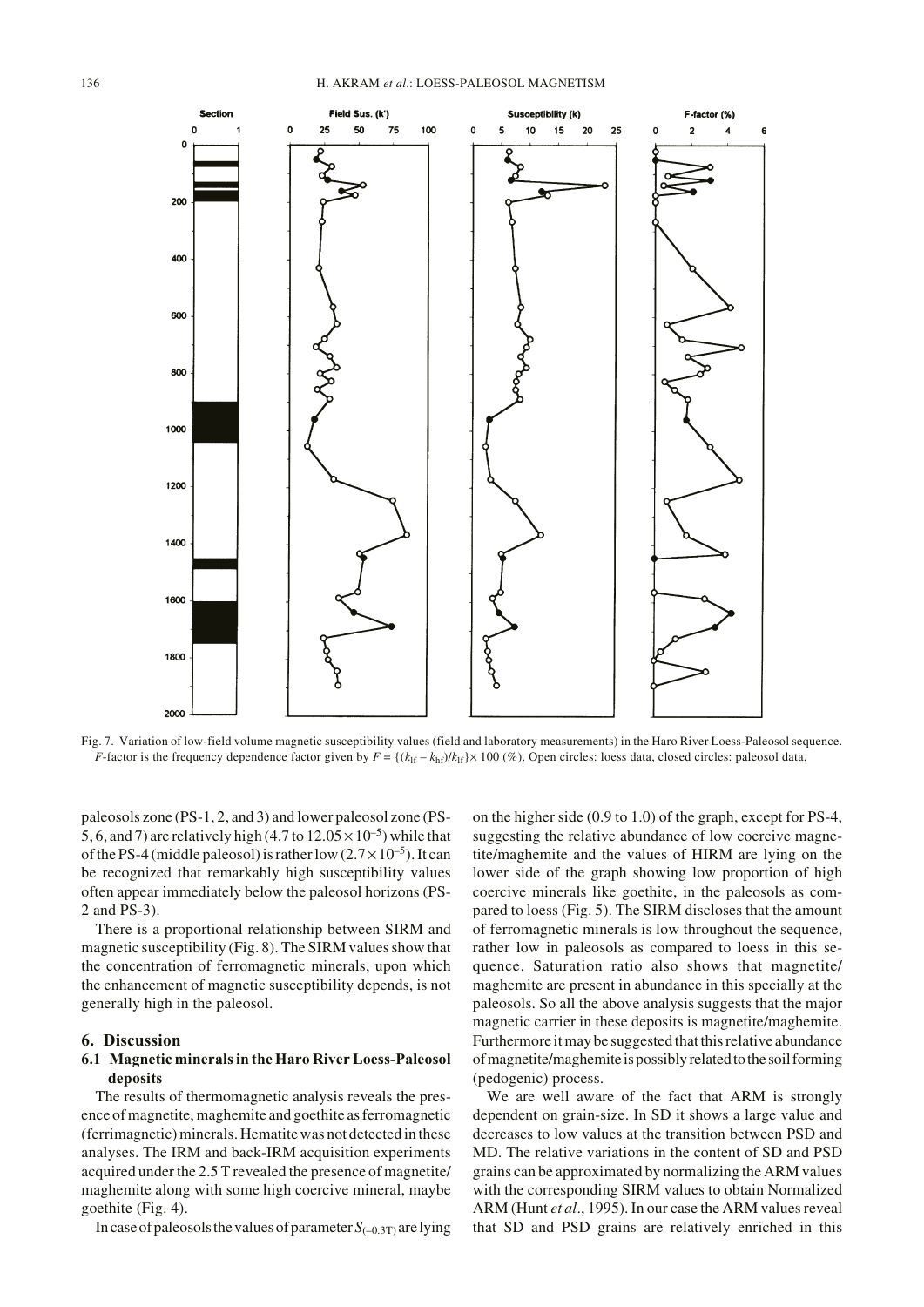Fig. 7. Variation of low-field volume magnetic susceptibility values (field and laboratory measurements) in the Haro River Loess-Paleosol sequence. *F*-factor is the frequency dependence factor given by $F = \{(k_{\rm lf} - k_{\rm hf})/k_{\rm lf}\} \times 100$ (%). Open circles: loess data, closed circles: paleosol data.

paleosols zone (PS-1, 2, and 3) and lower paleosol zone (PS-5, 6, and 7) are relatively high ($4.7$ to $12.05 \times 10^{-5}$) while that of the PS-4 (middle paleosol) is rather low ($2.7 \times 10^{-5}$). It can be recognized that remarkably high susceptibility values often appear immediately below the paleosol horizons (PS-2 and PS-3).

There is a proportional relationship between SIRM and magnetic susceptibility (Fig. 8). The SIRM values show that the concentration of ferromagnetic minerals, upon which the enhancement of magnetic susceptibility depends, is not generally high in the paleosol.

## 6. Discussion

### 6.1 Magnetic minerals in the Haro River Loess-Paleosol deposits

The results of thermomagnetic analysis reveals the presence of magnetite, maghemite and goethite as ferromagnetic (ferrimagnetic) minerals. Hematite was not detected in these analyses. The IRM and back-IRM acquisition experiments acquired under the 2.5 T revealed the presence of magnetite/maghemite along with some high coercive mineral, maybe goethite (Fig. 4).

In case of paleosols the values of parameter $S_{(-0.3\rm T)}$ are lying on the higher side (0.9 to 1.0) of the graph, except for PS-4, suggesting the relative abundance of low coercive magnetite/maghemite and the values of HIRM are lying on the lower side of the graph showing low proportion of high coercive minerals like goethite, in the paleosols as compared to loess (Fig. 5). The SIRM discloses that the amount of ferromagnetic minerals is low throughout the sequence, rather low in paleosols as compared to loess in this sequence. Saturation ratio also shows that magnetite/maghemite are present in abundance in this specially at the paleosols. So all the above analysis suggests that the major magnetic carrier in these deposits is magnetite/maghemite. Furthermore it may be suggested that this relative abundance of magnetite/maghemite is possibly related to the soil forming (pedogenic) process.

We are well aware of the fact that ARM is strongly dependent on grain-size. In SD it shows a large value and decreases to low values at the transition between PSD and MD. The relative variations in the content of SD and PSD grains can be approximated by normalizing the ARM values with the corresponding SIRM values to obtain Normalized ARM (Hunt *et al*., 1995). In our case the ARM values reveal that SD and PSD grains are relatively enriched in this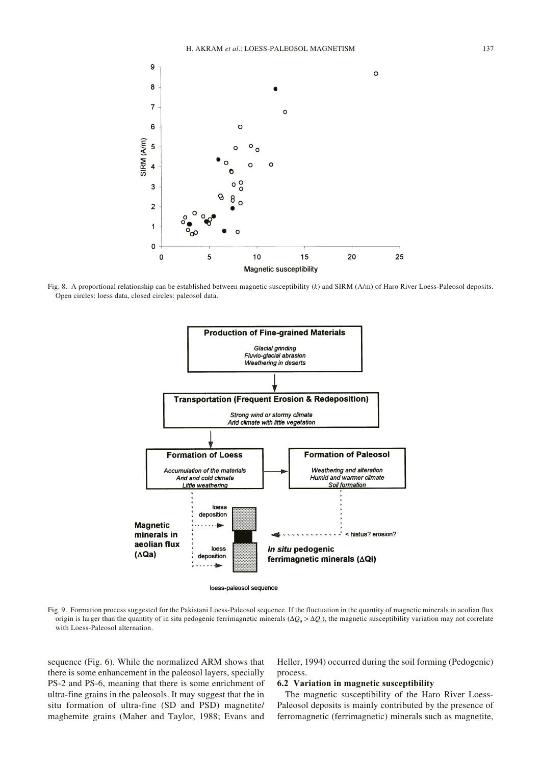Fig. 8. A proportional relationship can be established between magnetic susceptibility ($k$) and SIRM (A/m) of Haro River Loess-Paleosol deposits. Open circles: loess data, closed circles: paleosol data.

Fig. 9. Formation process suggested for the Pakistani Loess-Paleosol sequence. If the fluctuation in the quantity of magnetic minerals in aeolian flux origin is larger than the quantity of in situ pedogenic ferrimagnetic minerals ($\Delta Q_a > \Delta Q_i$), the magnetic susceptibility variation may not correlate with Loess-Paleosol alternation.

sequence (Fig. 6). While the normalized ARM shows that there is some enhancement in the paleosol layers, specially PS-2 and PS-6, meaning that there is some enrichment of ultra-fine grains in the paleosols. It may suggest that the in situ formation of ultra-fine (SD and PSD) magnetite/maghemite grains (Maher and Taylor, 1988; Evans and Heller, 1994) occurred during the soil forming (Pedogenic) process.

### 6.2 Variation in magnetic susceptibility

The magnetic susceptibility of the Haro River Loess-Paleosol deposits is mainly contributed by the presence of ferromagnetic (ferrimagnetic) minerals such as magnetite,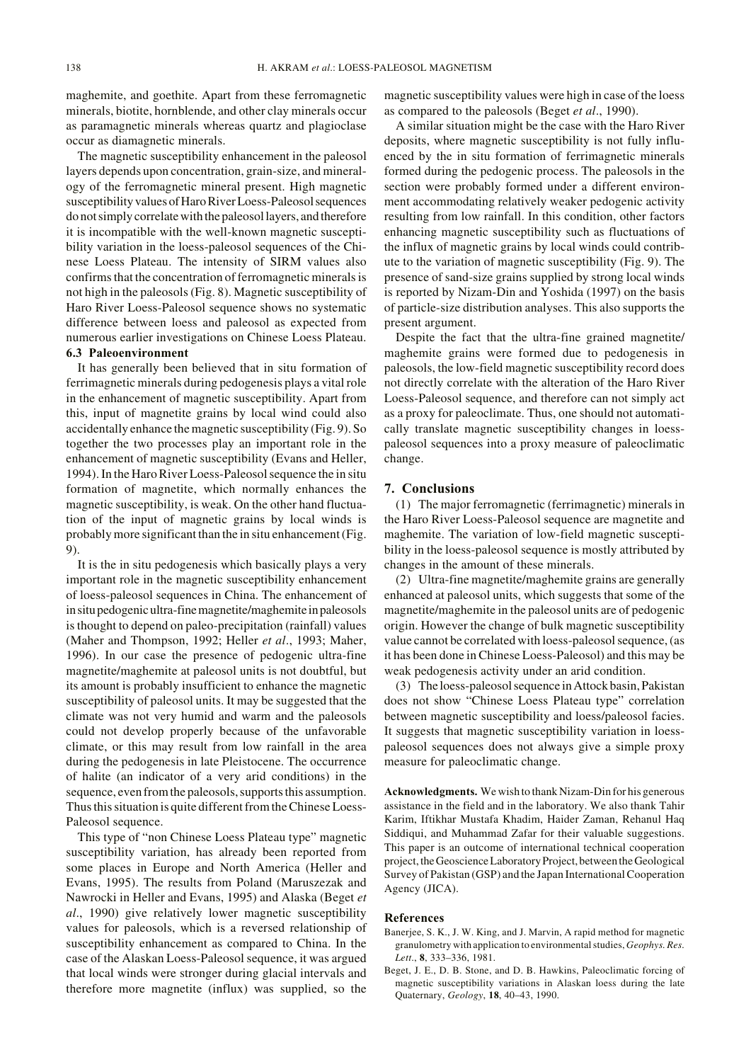maghemite, and goethite. Apart from these ferromagnetic minerals, biotite, hornblende, and other clay minerals occur as paramagnetic minerals whereas quartz and plagioclase occur as diamagnetic minerals.

The magnetic susceptibility enhancement in the paleosol layers depends upon concentration, grain-size, and mineralogy of the ferromagnetic mineral present. High magnetic susceptibility values of Haro River Loess-Paleosol sequences do not simply correlate with the paleosol layers, and therefore it is incompatible with the well-known magnetic susceptibility variation in the loess-paleosol sequences of the Chinese Loess Plateau. The intensity of SIRM values also confirms that the concentration of ferromagnetic minerals is not high in the paleosols (Fig. 8). Magnetic susceptibility of Haro River Loess-Paleosol sequence shows no systematic difference between loess and paleosol as expected from numerous earlier investigations on Chinese Loess Plateau.

### 6.3 Paleoenvironment

It has generally been believed that in situ formation of ferrimagnetic minerals during pedogenesis plays a vital role in the enhancement of magnetic susceptibility. Apart from this, input of magnetite grains by local wind could also accidentally enhance the magnetic susceptibility (Fig. 9). So together the two processes play an important role in the enhancement of magnetic susceptibility (Evans and Heller, 1994). In the Haro River Loess-Paleosol sequence the in situ formation of magnetite, which normally enhances the magnetic susceptibility, is weak. On the other hand fluctuation of the input of magnetic grains by local winds is probably more significant than the in situ enhancement (Fig. 9).

It is the in situ pedogenesis which basically plays a very important role in the magnetic susceptibility enhancement of loess-paleosol sequences in China. The enhancement of in situ pedogenic ultra-fine magnetite/maghemite in paleosols is thought to depend on paleo-precipitation (rainfall) values (Maher and Thompson, 1992; Heller *et al*., 1993; Maher, 1996). In our case the presence of pedogenic ultra-fine magnetite/maghemite at paleosol units is not doubtful, but its amount is probably insufficient to enhance the magnetic susceptibility of paleosol units. It may be suggested that the climate was not very humid and warm and the paleosols could not develop properly because of the unfavorable climate, or this may result from low rainfall in the area during the pedogenesis in late Pleistocene. The occurrence of halite (an indicator of a very arid conditions) in the sequence, even from the paleosols, supports this assumption. Thus this situation is quite different from the Chinese Loess-Paleosol sequence.

This type of "non Chinese Loess Plateau type" magnetic susceptibility variation, has already been reported from some places in Europe and North America (Heller and Evans, 1995). The results from Poland (Maruszezak and Nawrocki in Heller and Evans, 1995) and Alaska (Beget *et al*., 1990) give relatively lower magnetic susceptibility values for paleosols, which is a reversed relationship of susceptibility enhancement as compared to China. In the case of the Alaskan Loess-Paleosol sequence, it was argued that local winds were stronger during glacial intervals and therefore more magnetite (influx) was supplied, so the magnetic susceptibility values were high in case of the loess as compared to the paleosols (Beget *et al*., 1990).

A similar situation might be the case with the Haro River deposits, where magnetic susceptibility is not fully influenced by the in situ formation of ferrimagnetic minerals formed during the pedogenic process. The paleosols in the section were probably formed under a different environment accommodating relatively weaker pedogenic activity resulting from low rainfall. In this condition, other factors enhancing magnetic susceptibility such as fluctuations of the influx of magnetic grains by local winds could contribute to the variation of magnetic susceptibility (Fig. 9). The presence of sand-size grains supplied by strong local winds is reported by Nizam-Din and Yoshida (1997) on the basis of particle-size distribution analyses. This also supports the present argument.

Despite the fact that the ultra-fine grained magnetite/maghemite grains were formed due to pedogenesis in paleosols, the low-field magnetic susceptibility record does not directly correlate with the alteration of the Haro River Loess-Paleosol sequence, and therefore can not simply act as a proxy for paleoclimate. Thus, one should not automatically translate magnetic susceptibility changes in loess-paleosol sequences into a proxy measure of paleoclimatic change.

## 7. Conclusions

(1) The major ferromagnetic (ferrimagnetic) minerals in the Haro River Loess-Paleosol sequence are magnetite and maghemite. The variation of low-field magnetic susceptibility in the loess-paleosol sequence is mostly attributed by changes in the amount of these minerals.

(2) Ultra-fine magnetite/maghemite grains are generally enhanced at paleosol units, which suggests that some of the magnetite/maghemite in the paleosol units are of pedogenic origin. However the change of bulk magnetic susceptibility value cannot be correlated with loess-paleosol sequence, (as it has been done in Chinese Loess-Paleosol) and this may be weak pedogenesis activity under an arid condition.

(3) The loess-paleosol sequence in Attock basin, Pakistan does not show "Chinese Loess Plateau type" correlation between magnetic susceptibility and loess/paleosol facies. It suggests that magnetic susceptibility variation in loess-paleosol sequences does not always give a simple proxy measure for paleoclimatic change.

**Acknowledgments.** We wish to thank Nizam-Din for his generous assistance in the field and in the laboratory. We also thank Tahir Karim, Iftikhar Mustafa Khadim, Haider Zaman, Rehanul Haq Siddiqui, and Muhammad Zafar for their valuable suggestions. This paper is an outcome of international technical cooperation project, the Geoscience Laboratory Project, between the Geological Survey of Pakistan (GSP) and the Japan International Cooperation Agency (JICA).

## References

Banerjee, S. K., J. W. King, and J. Marvin, A rapid method for magnetic granulometry with application to environmental studies, *Geophys. Res. Lett*., **8**, 333–336, 1981.

Beget, J. E., D. B. Stone, and D. B. Hawkins, Paleoclimatic forcing of magnetic susceptibility variations in Alaskan loess during the late Quaternary, *Geology*, **18**, 40–43, 1990.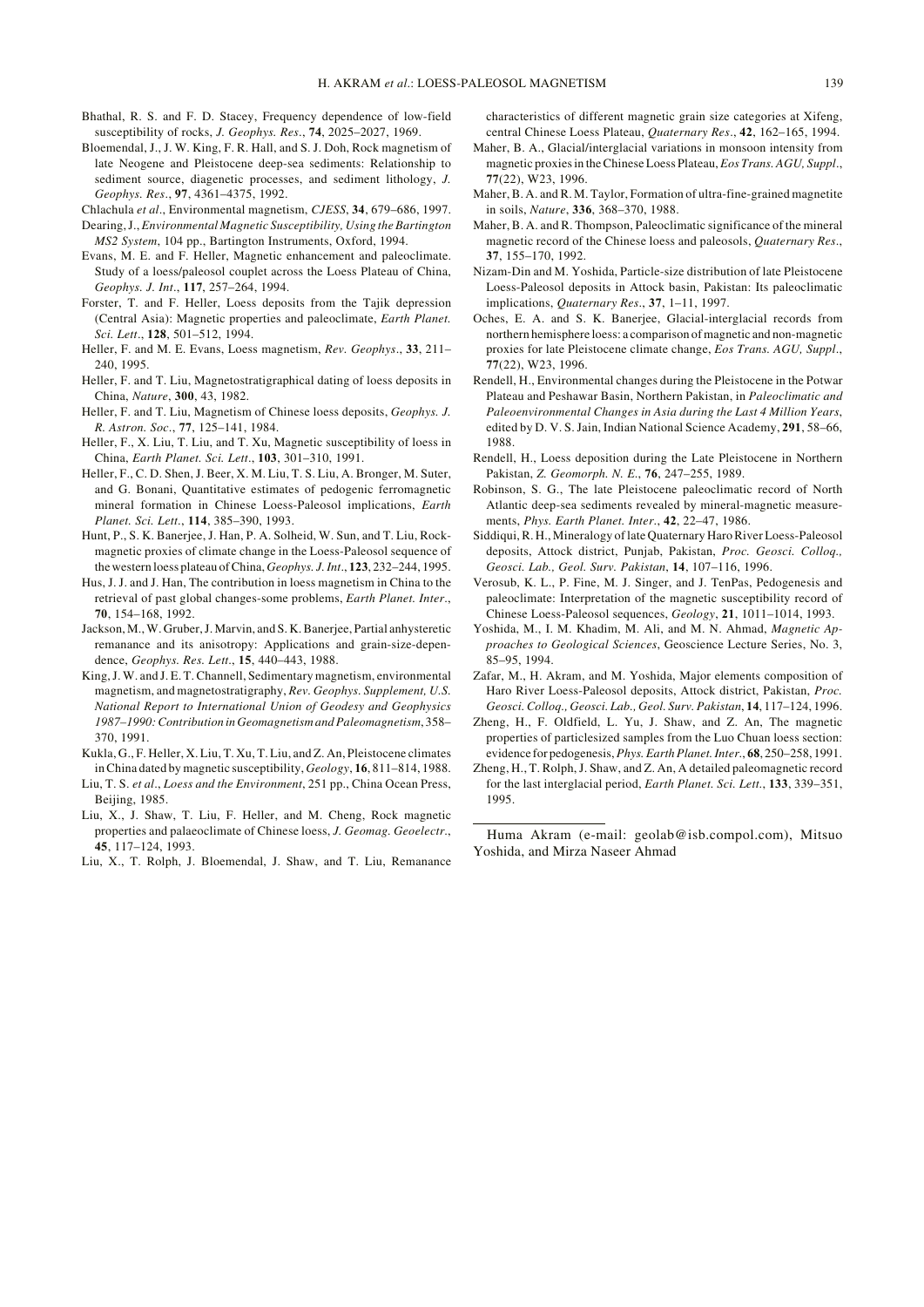Bhathal, R. S. and F. D. Stacey, Frequency dependence of low-field susceptibility of rocks, *J. Geophys. Res.*, **74**, 2025–2027, 1969.

Bloemendal, J., J. W. King, F. R. Hall, and S. J. Doh, Rock magnetism of late Neogene and Pleistocene deep-sea sediments: Relationship to sediment source, diagenetic processes, and sediment lithology, *J. Geophys. Res.*, **97**, 4361–4375, 1992.

Chlachula *et al.*, Environmental magnetism, *CJESS*, **34**, 679–686, 1997.

Dearing, J., *Environmental Magnetic Susceptibility, Using the Bartington MS2 System*, 104 pp., Bartington Instruments, Oxford, 1994.

Evans, M. E. and F. Heller, Magnetic enhancement and paleoclimate. Study of a loess/paleosol couplet across the Loess Plateau of China, *Geophys. J. Int.*, **117**, 257–264, 1994.

Forster, T. and F. Heller, Loess deposits from the Tajik depression (Central Asia): Magnetic properties and paleoclimate, *Earth Planet. Sci. Lett.*, **128**, 501–512, 1994.

Heller, F. and M. E. Evans, Loess magnetism, *Rev. Geophys.*, **33**, 211–240, 1995.

Heller, F. and T. Liu, Magnetostratigraphical dating of loess deposits in China, *Nature*, **300**, 43, 1982.

Heller, F. and T. Liu, Magnetism of Chinese loess deposits, *Geophys. J. R. Astron. Soc.*, **77**, 125–141, 1984.

Heller, F., X. Liu, T. Liu, and T. Xu, Magnetic susceptibility of loess in China, *Earth Planet. Sci. Lett.*, **103**, 301–310, 1991.

Heller, F., C. D. Shen, J. Beer, X. M. Liu, T. S. Liu, A. Bronger, M. Suter, and G. Bonani, Quantitative estimates of pedogenic ferromagnetic mineral formation in Chinese Loess-Paleosol implications, *Earth Planet. Sci. Lett.*, **114**, 385–390, 1993.

Hunt, P., S. K. Banerjee, J. Han, P. A. Solheid, W. Sun, and T. Liu, Rock-magnetic proxies of climate change in the Loess-Paleosol sequence of the western loess plateau of China, *Geophys. J. Int.*, **123**, 232–244, 1995.

Hus, J. J. and J. Han, The contribution in loess magnetism in China to the retrieval of past global changes-some problems, *Earth Planet. Inter.*, **70**, 154–168, 1992.

Jackson, M., W. Gruber, J. Marvin, and S. K. Banerjee, Partial anhysteretic remanance and its anisotropy: Applications and grain-size-dependence, *Geophys. Res. Lett.*, **15**, 440–443, 1988.

King, J. W. and J. E. T. Channell, Sedimentary magnetism, environmental magnetism, and magnetostratigraphy, *Rev. Geophys. Supplement, U.S. National Report to International Union of Geodesy and Geophysics 1987–1990: Contribution in Geomagnetism and Paleomagnetism*, 358–370, 1991.

Kukla, G., F. Heller, X. Liu, T. Xu, T. Liu, and Z. An, Pleistocene climates in China dated by magnetic susceptibility, *Geology*, **16**, 811–814, 1988.

Liu, T. S. *et al.*, *Loess and the Environment*, 251 pp., China Ocean Press, Beijing, 1985.

Liu, X., J. Shaw, T. Liu, F. Heller, and M. Cheng, Rock magnetic properties and palaeoclimate of Chinese loess, *J. Geomag. Geoelectr.*, **45**, 117–124, 1993.

Liu, X., T. Rolph, J. Bloemendal, J. Shaw, and T. Liu, Remanance characteristics of different magnetic grain size categories at Xifeng, central Chinese Loess Plateau, *Quaternary Res.*, **42**, 162–165, 1994.

Maher, B. A., Glacial/interglacial variations in monsoon intensity from magnetic proxies in the Chinese Loess Plateau, *Eos Trans. AGU, Suppl.*, **77**(22), W23, 1996.

Maher, B. A. and R. M. Taylor, Formation of ultra-fine-grained magnetite in soils, *Nature*, **336**, 368–370, 1988.

Maher, B. A. and R. Thompson, Paleoclimatic significance of the mineral magnetic record of the Chinese loess and paleosols, *Quaternary Res.*, **37**, 155–170, 1992.

Nizam-Din and M. Yoshida, Particle-size distribution of late Pleistocene Loess-Paleosol deposits in Attock basin, Pakistan: Its paleoclimatic implications, *Quaternary Res.*, **37**, 1–11, 1997.

Oches, E. A. and S. K. Banerjee, Glacial-interglacial records from northern hemisphere loess: a comparison of magnetic and non-magnetic proxies for late Pleistocene climate change, *Eos Trans. AGU, Suppl.*, **77**(22), W23, 1996.

Rendell, H., Environmental changes during the Pleistocene in the Potwar Plateau and Peshawar Basin, Northern Pakistan, in *Paleoclimatic and Paleoenvironmental Changes in Asia during the Last 4 Million Years*, edited by D. V. S. Jain, Indian National Science Academy, **291**, 58–66, 1988.

Rendell, H., Loess deposition during the Late Pleistocene in Northern Pakistan, *Z. Geomorph. N. E.*, **76**, 247–255, 1989.

Robinson, S. G., The late Pleistocene paleoclimatic record of North Atlantic deep-sea sediments revealed by mineral-magnetic measurements, *Phys. Earth Planet. Inter.*, **42**, 22–47, 1986.

Siddiqui, R. H., Mineralogy of late Quaternary Haro River Loess-Paleosol deposits, Attock district, Punjab, Pakistan, *Proc. Geosci. Colloq., Geosci. Lab., Geol. Surv. Pakistan*, **14**, 107–116, 1996.

Verosub, K. L., P. Fine, M. J. Singer, and J. TenPas, Pedogenesis and paleoclimate: Interpretation of the magnetic susceptibility record of Chinese Loess-Paleosol sequences, *Geology*, **21**, 1011–1014, 1993.

Yoshida, M., I. M. Khadim, M. Ali, and M. N. Ahmad, *Magnetic Approaches to Geological Sciences*, Geoscience Lecture Series, No. 3, 85–95, 1994.

Zafar, M., H. Akram, and M. Yoshida, Major elements composition of Haro River Loess-Paleosol deposits, Attock district, Pakistan, *Proc. Geosci. Colloq., Geosci. Lab., Geol. Surv. Pakistan*, **14**, 117–124, 1996.

Zheng, H., F. Oldfield, L. Yu, J. Shaw, and Z. An, The magnetic properties of particlesized samples from the Luo Chuan loess section: evidence for pedogenesis, *Phys. Earth Planet. Inter.*, **68**, 250–258, 1991.

Zheng, H., T. Rolph, J. Shaw, and Z. An, A detailed paleomagnetic record for the last interglacial period, *Earth Planet. Sci. Lett.*, **133**, 339–351, 1995.

---

Huma Akram (e-mail: geolab@isb.compol.com), Mitsuo Yoshida, and Mirza Naseer Ahmad